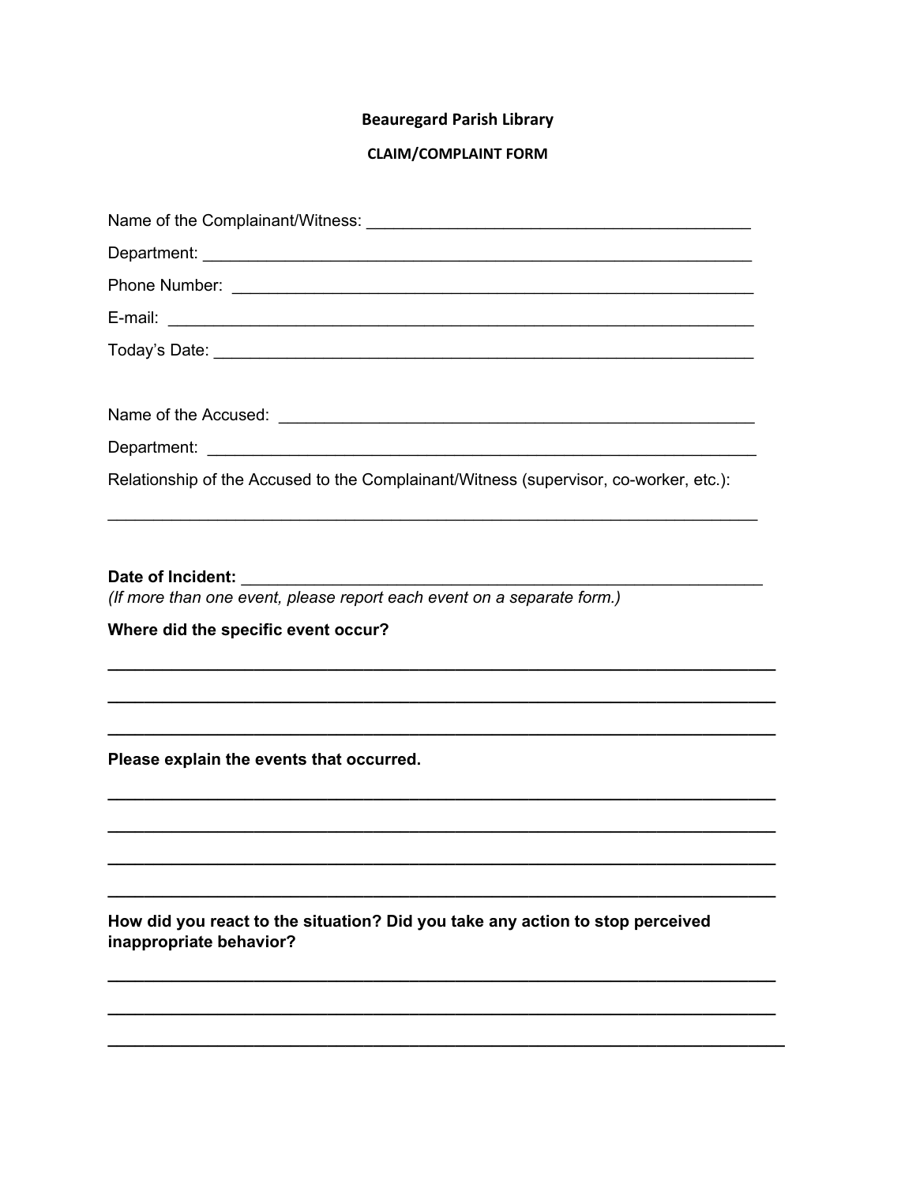# Beauregard Parish Library

## CLAIM/COMPLAINT FORM

Name of the Complainant/Witness: ________________________________________

Department: ____________________________________________________________

Phone Number: __________________________________________________________

E-mail: ________________________________________________________________

Today's Date: __________________________________________________________

Name of the Accused: ___________________________________________________

Department: ____________________________________________________________

Relationship of the Accused to the Complainant/Witness (supervisor, co-worker, etc.):

________________________________________________________________________

**Date of Incident:** __________________________________________________

*(If more than one event, please report each event on a separate form.)*

**Where did the specific event occur?**

________________________________________________________________________

________________________________________________________________________

________________________________________________________________________

**Please explain the events that occurred.**

________________________________________________________________________

________________________________________________________________________

________________________________________________________________________

________________________________________________________________________

**How did you react to the situation? Did you take any action to stop perceived inappropriate behavior?**

________________________________________________________________________

________________________________________________________________________

________________________________________________________________________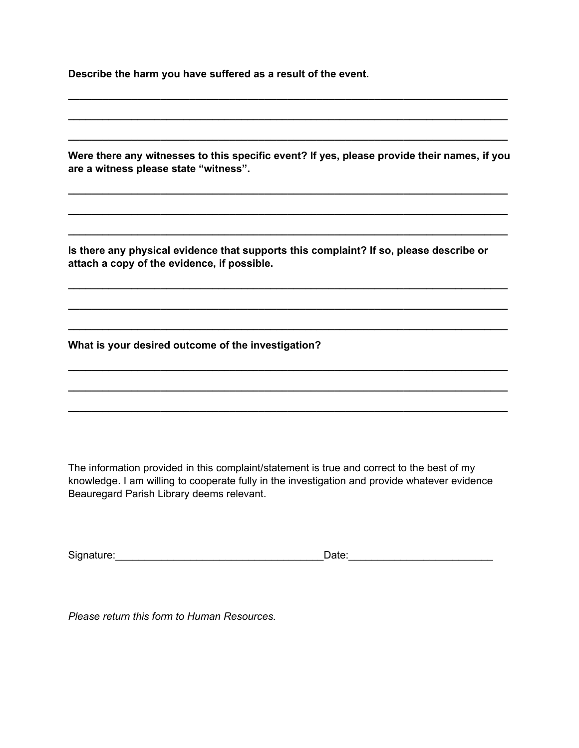**Describe the harm you have suffered as a result of the event.**

______________________________________________________________________________

______________________________________________________________________________

______________________________________________________________________________

**Were there any witnesses to this specific event? If yes, please provide their names, if you are a witness please state "witness".**

______________________________________________________________________________

______________________________________________________________________________

______________________________________________________________________________

**Is there any physical evidence that supports this complaint? If so, please describe or attach a copy of the evidence, if possible.**

______________________________________________________________________________

______________________________________________________________________________

______________________________________________________________________________

**What is your desired outcome of the investigation?**

______________________________________________________________________________

______________________________________________________________________________

______________________________________________________________________________

The information provided in this complaint/statement is true and correct to the best of my knowledge. I am willing to cooperate fully in the investigation and provide whatever evidence Beauregard Parish Library deems relevant.

Signature:____________________________________Date:_________________________

*Please return this form to Human Resources.*